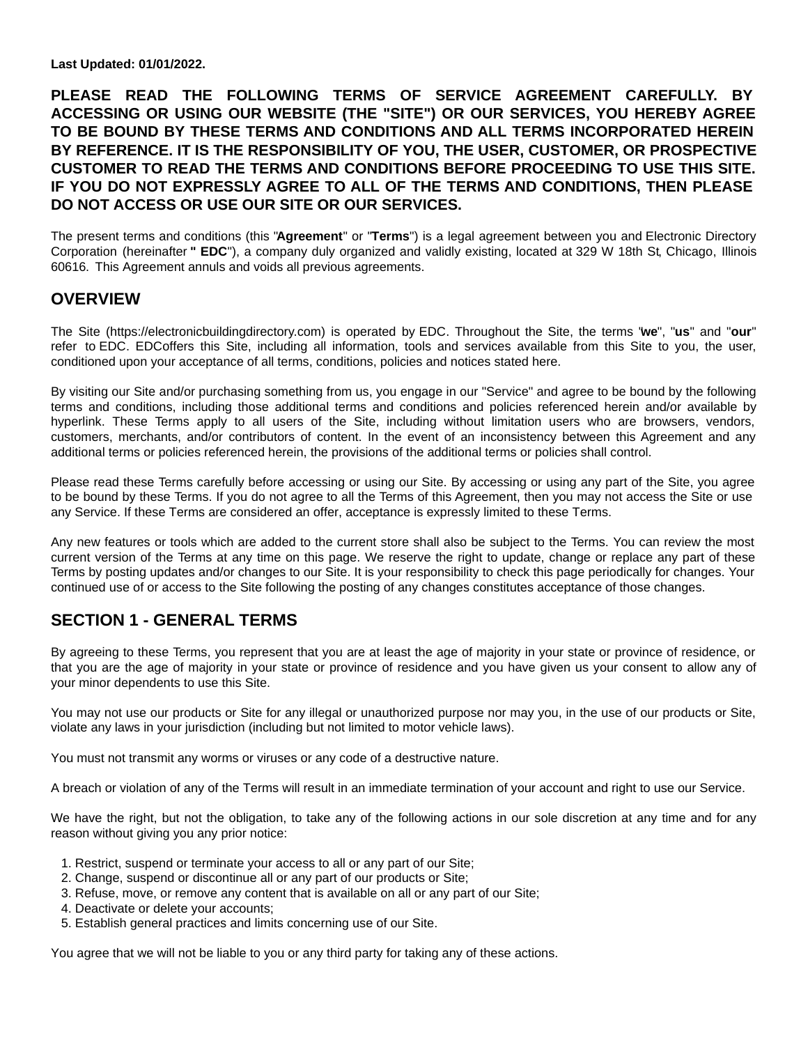**Last Updated: 01/01/2022.**

**PLEASE READ THE FOLLOWING TERMS OF SERVICE AGREEMENT CAREFULLY. BY ACCESSING OR USING OUR WEBSITE (THE "SITE") OR OUR SERVICES, YOU HEREBY AGREE TO BE BOUND BY THESE TERMS AND CONDITIONS AND ALL TERMS INCORPORATED HEREIN BY REFERENCE. IT IS THE RESPONSIBILITY OF YOU, THE USER, CUSTOMER, OR PROSPECTIVE CUSTOMER TO READ THE TERMS AND CONDITIONS BEFORE PROCEEDING TO USE THIS SITE. IF YOU DO NOT EXPRESSLY AGREE TO ALL OF THE TERMS AND CONDITIONS, THEN PLEASE DO NOT ACCESS OR USE OUR SITE OR OUR SERVICES.**

The present terms and conditions (this "**Agreement**" or "**Terms**") is a legal agreement between you and Electronic Directory Corporation (hereinafter **" EDC**"), a company duly organized and validly existing, located at 329 W 18th St, Chicago, Illinois 60616. This Agreement annuls and voids all previous agreements.

## OVERVIEW

The Site (https://electronicbuildingdirectory.com) is operated by EDC. Throughout the Site, the terms "**we**", "**us**" and "**our**" refer to EDC. EDCoffers this Site, including all information, tools and services available from this Site to you, the user, conditioned upon your acceptance of all terms, conditions, policies and notices stated here.

By visiting our Site and/or purchasing something from us, you engage in our "Service" and agree to be bound by the following terms and conditions, including those additional terms and conditions and policies referenced herein and/or available by hyperlink. These Terms apply to all users of the Site, including without limitation users who are browsers, vendors, customers, merchants, and/or contributors of content. In the event of an inconsistency between this Agreement and any additional terms or policies referenced herein, the provisions of the additional terms or policies shall control.

Please read these Terms carefully before accessing or using our Site. By accessing or using any part of the Site, you agree to be bound by these Terms. If you do not agree to all the Terms of this Agreement, then you may not access the Site or use any Service. If these Terms are considered an offer, acceptance is expressly limited to these Terms.

Any new features or tools which are added to the current store shall also be subject to the Terms. You can review the most current version of the Terms at any time on this page. We reserve the right to update, change or replace any part of these Terms by posting updates and/or changes to our Site. It is your responsibility to check this page periodically for changes. Your continued use of or access to the Site following the posting of any changes constitutes acceptance of those changes.

## SECTION 1 - GENERAL TERMS

By agreeing to these Terms, you represent that you are at least the age of majority in your state or province of residence, or that you are the age of majority in your state or province of residence and you have given us your consent to allow any of your minor dependents to use this Site.

You may not use our products or Site for any illegal or unauthorized purpose nor may you, in the use of our products or Site, violate any laws in your jurisdiction (including but not limited to motor vehicle laws).

You must not transmit any worms or viruses or any code of a destructive nature.

A breach or violation of any of the Terms will result in an immediate termination of your account and right to use our Service.

We have the right, but not the obligation, to take any of the following actions in our sole discretion at any time and for any reason without giving you any prior notice:

1. Restrict, suspend or terminate your access to all or any part of our Site;
2. Change, suspend or discontinue all or any part of our products or Site;
3. Refuse, move, or remove any content that is available on all or any part of our Site;
4. Deactivate or delete your accounts;
5. Establish general practices and limits concerning use of our Site.

You agree that we will not be liable to you or any third party for taking any of these actions.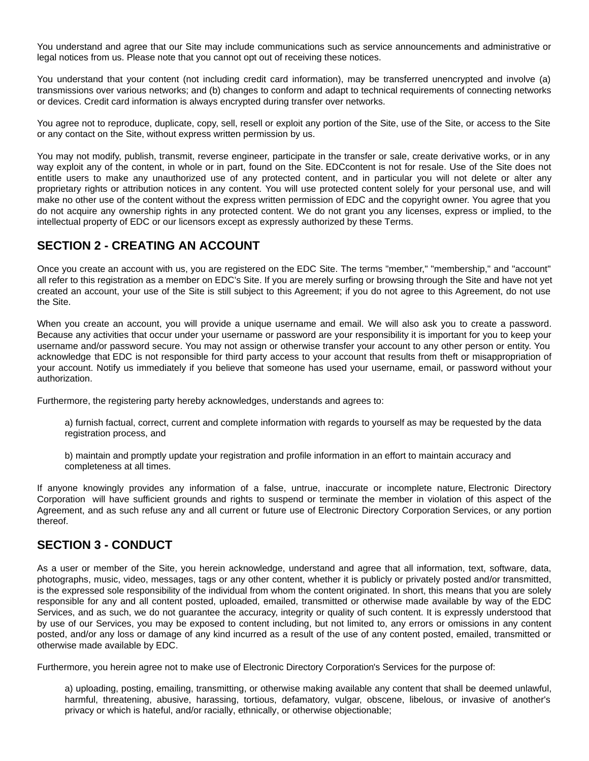You understand and agree that our Site may include communications such as service announcements and administrative or legal notices from us. Please note that you cannot opt out of receiving these notices.

You understand that your content (not including credit card information), may be transferred unencrypted and involve (a) transmissions over various networks; and (b) changes to conform and adapt to technical requirements of connecting networks or devices. Credit card information is always encrypted during transfer over networks.

You agree not to reproduce, duplicate, copy, sell, resell or exploit any portion of the Site, use of the Site, or access to the Site or any contact on the Site, without express written permission by us.

You may not modify, publish, transmit, reverse engineer, participate in the transfer or sale, create derivative works, or in any way exploit any of the content, in whole or in part, found on the Site. EDCcontent is not for resale. Use of the Site does not entitle users to make any unauthorized use of any protected content, and in particular you will not delete or alter any proprietary rights or attribution notices in any content. You will use protected content solely for your personal use, and will make no other use of the content without the express written permission of EDC and the copyright owner. You agree that you do not acquire any ownership rights in any protected content. We do not grant you any licenses, express or implied, to the intellectual property of EDC or our licensors except as expressly authorized by these Terms.

## SECTION 2 - CREATING AN ACCOUNT

Once you create an account with us, you are registered on the EDC Site. The terms "member," "membership," and "account" all refer to this registration as a member on EDC's Site. If you are merely surfing or browsing through the Site and have not yet created an account, your use of the Site is still subject to this Agreement; if you do not agree to this Agreement, do not use the Site.

When you create an account, you will provide a unique username and email. We will also ask you to create a password. Because any activities that occur under your username or password are your responsibility it is important for you to keep your username and/or password secure. You may not assign or otherwise transfer your account to any other person or entity. You acknowledge that EDC is not responsible for third party access to your account that results from theft or misappropriation of your account. Notify us immediately if you believe that someone has used your username, email, or password without your authorization.

Furthermore, the registering party hereby acknowledges, understands and agrees to:

a) furnish factual, correct, current and complete information with regards to yourself as may be requested by the data registration process, and

b) maintain and promptly update your registration and profile information in an effort to maintain accuracy and completeness at all times.

If anyone knowingly provides any information of a false, untrue, inaccurate or incomplete nature, Electronic Directory Corporation will have sufficient grounds and rights to suspend or terminate the member in violation of this aspect of the Agreement, and as such refuse any and all current or future use of Electronic Directory Corporation Services, or any portion thereof.

## SECTION 3 - CONDUCT

As a user or member of the Site, you herein acknowledge, understand and agree that all information, text, software, data, photographs, music, video, messages, tags or any other content, whether it is publicly or privately posted and/or transmitted, is the expressed sole responsibility of the individual from whom the content originated. In short, this means that you are solely responsible for any and all content posted, uploaded, emailed, transmitted or otherwise made available by way of the EDC Services, and as such, we do not guarantee the accuracy, integrity or quality of such content. It is expressly understood that by use of our Services, you may be exposed to content including, but not limited to, any errors or omissions in any content posted, and/or any loss or damage of any kind incurred as a result of the use of any content posted, emailed, transmitted or otherwise made available by EDC.

Furthermore, you herein agree not to make use of Electronic Directory Corporation's Services for the purpose of:

a) uploading, posting, emailing, transmitting, or otherwise making available any content that shall be deemed unlawful, harmful, threatening, abusive, harassing, tortious, defamatory, vulgar, obscene, libelous, or invasive of another's privacy or which is hateful, and/or racially, ethnically, or otherwise objectionable;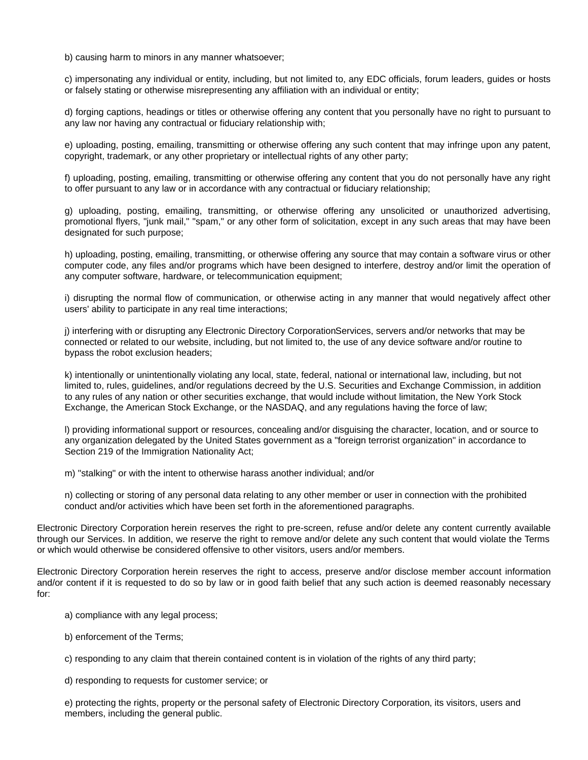b) causing harm to minors in any manner whatsoever;

c) impersonating any individual or entity, including, but not limited to, any EDC officials, forum leaders, guides or hosts or falsely stating or otherwise misrepresenting any affiliation with an individual or entity;

d) forging captions, headings or titles or otherwise offering any content that you personally have no right to pursuant to any law nor having any contractual or fiduciary relationship with;

e) uploading, posting, emailing, transmitting or otherwise offering any such content that may infringe upon any patent, copyright, trademark, or any other proprietary or intellectual rights of any other party;

f) uploading, posting, emailing, transmitting or otherwise offering any content that you do not personally have any right to offer pursuant to any law or in accordance with any contractual or fiduciary relationship;

g) uploading, posting, emailing, transmitting, or otherwise offering any unsolicited or unauthorized advertising, promotional flyers, "junk mail," "spam," or any other form of solicitation, except in any such areas that may have been designated for such purpose;

h) uploading, posting, emailing, transmitting, or otherwise offering any source that may contain a software virus or other computer code, any files and/or programs which have been designed to interfere, destroy and/or limit the operation of any computer software, hardware, or telecommunication equipment;

i) disrupting the normal flow of communication, or otherwise acting in any manner that would negatively affect other users' ability to participate in any real time interactions;

j) interfering with or disrupting any Electronic Directory CorporationServices, servers and/or networks that may be connected or related to our website, including, but not limited to, the use of any device software and/or routine to bypass the robot exclusion headers;

k) intentionally or unintentionally violating any local, state, federal, national or international law, including, but not limited to, rules, guidelines, and/or regulations decreed by the U.S. Securities and Exchange Commission, in addition to any rules of any nation or other securities exchange, that would include without limitation, the New York Stock Exchange, the American Stock Exchange, or the NASDAQ, and any regulations having the force of law;

l) providing informational support or resources, concealing and/or disguising the character, location, and or source to any organization delegated by the United States government as a "foreign terrorist organization" in accordance to Section 219 of the Immigration Nationality Act;

m) "stalking" or with the intent to otherwise harass another individual; and/or

n) collecting or storing of any personal data relating to any other member or user in connection with the prohibited conduct and/or activities which have been set forth in the aforementioned paragraphs.

Electronic Directory Corporation herein reserves the right to pre-screen, refuse and/or delete any content currently available through our Services. In addition, we reserve the right to remove and/or delete any such content that would violate the Terms or which would otherwise be considered offensive to other visitors, users and/or members.

Electronic Directory Corporation herein reserves the right to access, preserve and/or disclose member account information and/or content if it is requested to do so by law or in good faith belief that any such action is deemed reasonably necessary for:

a) compliance with any legal process;

b) enforcement of the Terms;

c) responding to any claim that therein contained content is in violation of the rights of any third party;

d) responding to requests for customer service; or

e) protecting the rights, property or the personal safety of Electronic Directory Corporation, its visitors, users and members, including the general public.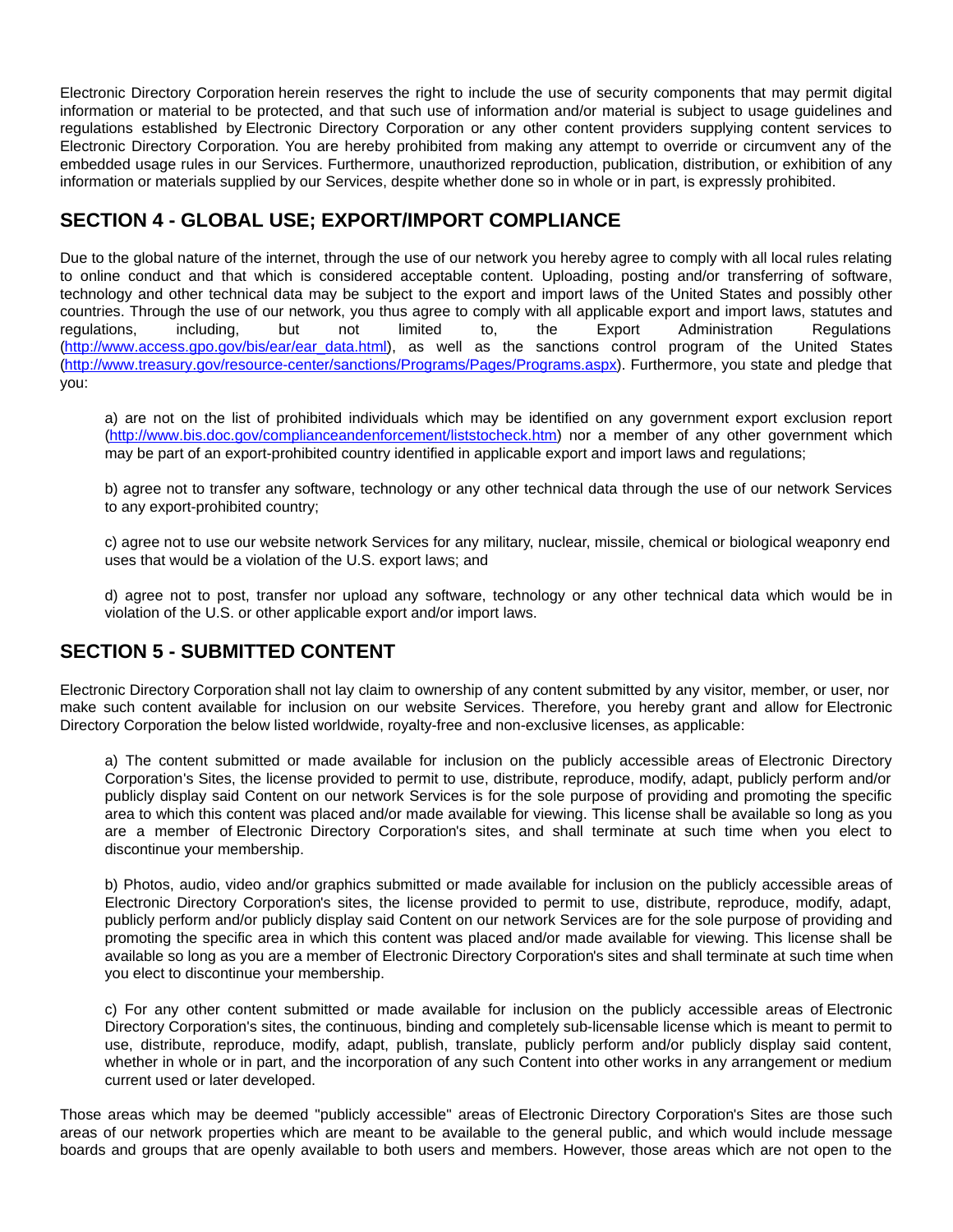Electronic Directory Corporation herein reserves the right to include the use of security components that may permit digital information or material to be protected, and that such use of information and/or material is subject to usage guidelines and regulations established by Electronic Directory Corporation or any other content providers supplying content services to Electronic Directory Corporation. You are hereby prohibited from making any attempt to override or circumvent any of the embedded usage rules in our Services. Furthermore, unauthorized reproduction, publication, distribution, or exhibition of any information or materials supplied by our Services, despite whether done so in whole or in part, is expressly prohibited.

## SECTION 4 - GLOBAL USE; EXPORT/IMPORT COMPLIANCE

Due to the global nature of the internet, through the use of our network you hereby agree to comply with all local rules relating to online conduct and that which is considered acceptable content. Uploading, posting and/or transferring of software, technology and other technical data may be subject to the export and import laws of the United States and possibly other countries. Through the use of our network, you thus agree to comply with all applicable export and import laws, statutes and regulations, including, but not limited to, the Export Administration Regulations (http://www.access.gpo.gov/bis/ear/ear_data.html), as well as the sanctions control program of the United States (http://www.treasury.gov/resource-center/sanctions/Programs/Pages/Programs.aspx). Furthermore, you state and pledge that you:

a) are not on the list of prohibited individuals which may be identified on any government export exclusion report (http://www.bis.doc.gov/complianceandenforcement/liststocheck.htm) nor a member of any other government which may be part of an export-prohibited country identified in applicable export and import laws and regulations;

b) agree not to transfer any software, technology or any other technical data through the use of our network Services to any export-prohibited country;

c) agree not to use our website network Services for any military, nuclear, missile, chemical or biological weaponry end uses that would be a violation of the U.S. export laws; and

d) agree not to post, transfer nor upload any software, technology or any other technical data which would be in violation of the U.S. or other applicable export and/or import laws.

## SECTION 5 - SUBMITTED CONTENT

Electronic Directory Corporation shall not lay claim to ownership of any content submitted by any visitor, member, or user, nor make such content available for inclusion on our website Services. Therefore, you hereby grant and allow for Electronic Directory Corporation the below listed worldwide, royalty-free and non-exclusive licenses, as applicable:

a) The content submitted or made available for inclusion on the publicly accessible areas of Electronic Directory Corporation's Sites, the license provided to permit to use, distribute, reproduce, modify, adapt, publicly perform and/or publicly display said Content on our network Services is for the sole purpose of providing and promoting the specific area to which this content was placed and/or made available for viewing. This license shall be available so long as you are a member of Electronic Directory Corporation's sites, and shall terminate at such time when you elect to discontinue your membership.

b) Photos, audio, video and/or graphics submitted or made available for inclusion on the publicly accessible areas of Electronic Directory Corporation's sites, the license provided to permit to use, distribute, reproduce, modify, adapt, publicly perform and/or publicly display said Content on our network Services are for the sole purpose of providing and promoting the specific area in which this content was placed and/or made available for viewing. This license shall be available so long as you are a member of Electronic Directory Corporation's sites and shall terminate at such time when you elect to discontinue your membership.

c) For any other content submitted or made available for inclusion on the publicly accessible areas of Electronic Directory Corporation's sites, the continuous, binding and completely sub-licensable license which is meant to permit to use, distribute, reproduce, modify, adapt, publish, translate, publicly perform and/or publicly display said content, whether in whole or in part, and the incorporation of any such Content into other works in any arrangement or medium current used or later developed.

Those areas which may be deemed "publicly accessible" areas of Electronic Directory Corporation's Sites are those such areas of our network properties which are meant to be available to the general public, and which would include message boards and groups that are openly available to both users and members. However, those areas which are not open to the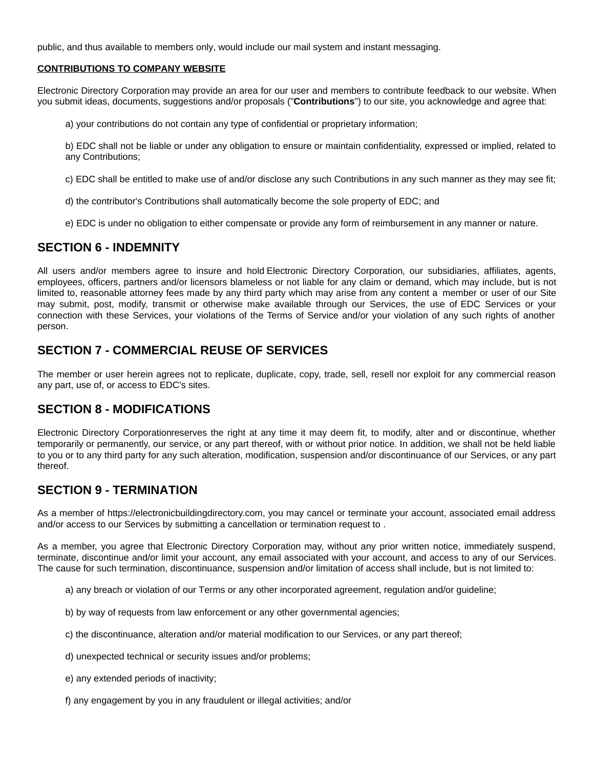public, and thus available to members only, would include our mail system and instant messaging.

**CONTRIBUTIONS TO COMPANY WEBSITE**

Electronic Directory Corporation may provide an area for our user and members to contribute feedback to our website. When you submit ideas, documents, suggestions and/or proposals ("**Contributions**") to our site, you acknowledge and agree that:

a) your contributions do not contain any type of confidential or proprietary information;

b) EDC shall not be liable or under any obligation to ensure or maintain confidentiality, expressed or implied, related to any Contributions;

c) EDC shall be entitled to make use of and/or disclose any such Contributions in any such manner as they may see fit;

d) the contributor's Contributions shall automatically become the sole property of EDC; and

e) EDC is under no obligation to either compensate or provide any form of reimbursement in any manner or nature.

## SECTION 6 - INDEMNITY

All users and/or members agree to insure and hold Electronic Directory Corporation, our subsidiaries, affiliates, agents, employees, officers, partners and/or licensors blameless or not liable for any claim or demand, which may include, but is not limited to, reasonable attorney fees made by any third party which may arise from any content a member or user of our Site may submit, post, modify, transmit or otherwise make available through our Services, the use of EDC Services or your connection with these Services, your violations of the Terms of Service and/or your violation of any such rights of another person.

## SECTION 7 - COMMERCIAL REUSE OF SERVICES

The member or user herein agrees not to replicate, duplicate, copy, trade, sell, resell nor exploit for any commercial reason any part, use of, or access to EDC's sites.

## SECTION 8 - MODIFICATIONS

Electronic Directory Corporationreserves the right at any time it may deem fit, to modify, alter and or discontinue, whether temporarily or permanently, our service, or any part thereof, with or without prior notice. In addition, we shall not be held liable to you or to any third party for any such alteration, modification, suspension and/or discontinuance of our Services, or any part thereof.

## SECTION 9 - TERMINATION

As a member of https://electronicbuildingdirectory.com, you may cancel or terminate your account, associated email address and/or access to our Services by submitting a cancellation or termination request to .

As a member, you agree that Electronic Directory Corporation may, without any prior written notice, immediately suspend, terminate, discontinue and/or limit your account, any email associated with your account, and access to any of our Services. The cause for such termination, discontinuance, suspension and/or limitation of access shall include, but is not limited to:

a) any breach or violation of our Terms or any other incorporated agreement, regulation and/or guideline;

b) by way of requests from law enforcement or any other governmental agencies;

c) the discontinuance, alteration and/or material modification to our Services, or any part thereof;

d) unexpected technical or security issues and/or problems;

e) any extended periods of inactivity;

f) any engagement by you in any fraudulent or illegal activities; and/or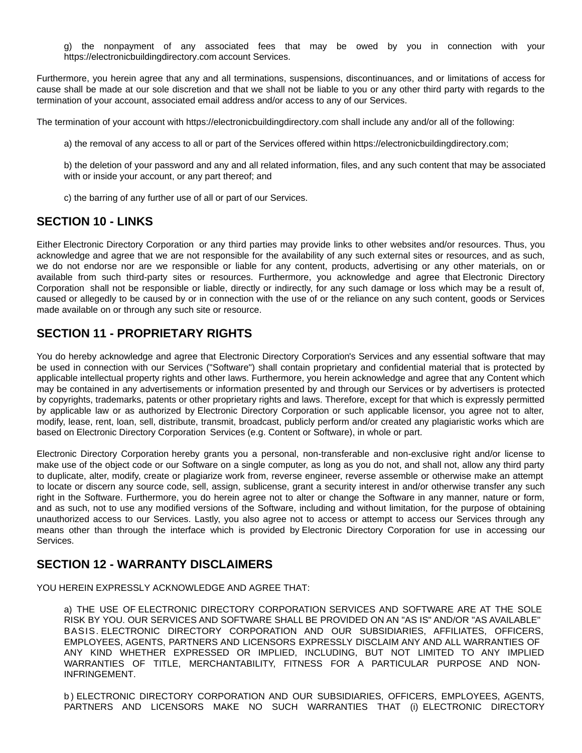g) the nonpayment of any associated fees that may be owed by you in connection with your https://electronicbuildingdirectory.com account Services.

Furthermore, you herein agree that any and all terminations, suspensions, discontinuances, and or limitations of access for cause shall be made at our sole discretion and that we shall not be liable to you or any other third party with regards to the termination of your account, associated email address and/or access to any of our Services.

The termination of your account with https://electronicbuildingdirectory.com shall include any and/or all of the following:

a) the removal of any access to all or part of the Services offered within https://electronicbuildingdirectory.com;

b) the deletion of your password and any and all related information, files, and any such content that may be associated with or inside your account, or any part thereof; and

c) the barring of any further use of all or part of our Services.

## SECTION 10 - LINKS

Either Electronic Directory Corporation or any third parties may provide links to other websites and/or resources. Thus, you acknowledge and agree that we are not responsible for the availability of any such external sites or resources, and as such, we do not endorse nor are we responsible or liable for any content, products, advertising or any other materials, on or available from such third-party sites or resources. Furthermore, you acknowledge and agree that Electronic Directory Corporation shall not be responsible or liable, directly or indirectly, for any such damage or loss which may be a result of, caused or allegedly to be caused by or in connection with the use of or the reliance on any such content, goods or Services made available on or through any such site or resource.

## SECTION 11 - PROPRIETARY RIGHTS

You do hereby acknowledge and agree that Electronic Directory Corporation's Services and any essential software that may be used in connection with our Services ("Software") shall contain proprietary and confidential material that is protected by applicable intellectual property rights and other laws. Furthermore, you herein acknowledge and agree that any Content which may be contained in any advertisements or information presented by and through our Services or by advertisers is protected by copyrights, trademarks, patents or other proprietary rights and laws. Therefore, except for that which is expressly permitted by applicable law or as authorized by Electronic Directory Corporation or such applicable licensor, you agree not to alter, modify, lease, rent, loan, sell, distribute, transmit, broadcast, publicly perform and/or created any plagiaristic works which are based on Electronic Directory Corporation Services (e.g. Content or Software), in whole or part.

Electronic Directory Corporation hereby grants you a personal, non-transferable and non-exclusive right and/or license to make use of the object code or our Software on a single computer, as long as you do not, and shall not, allow any third party to duplicate, alter, modify, create or plagiarize work from, reverse engineer, reverse assemble or otherwise make an attempt to locate or discern any source code, sell, assign, sublicense, grant a security interest in and/or otherwise transfer any such right in the Software. Furthermore, you do herein agree not to alter or change the Software in any manner, nature or form, and as such, not to use any modified versions of the Software, including and without limitation, for the purpose of obtaining unauthorized access to our Services. Lastly, you also agree not to access or attempt to access our Services through any means other than through the interface which is provided by Electronic Directory Corporation for use in accessing our Services.

## SECTION 12 - WARRANTY DISCLAIMERS

YOU HEREIN EXPRESSLY ACKNOWLEDGE AND AGREE THAT:

a) THE USE OF ELECTRONIC DIRECTORY CORPORATION SERVICES AND SOFTWARE ARE AT THE SOLE RISK BY YOU. OUR SERVICES AND SOFTWARE SHALL BE PROVIDED ON AN "AS IS" AND/OR "AS AVAILABLE" BASIS. ELECTRONIC DIRECTORY CORPORATION AND OUR SUBSIDIARIES, AFFILIATES, OFFICERS, EMPLOYEES, AGENTS, PARTNERS AND LICENSORS EXPRESSLY DISCLAIM ANY AND ALL WARRANTIES OF ANY KIND WHETHER EXPRESSED OR IMPLIED, INCLUDING, BUT NOT LIMITED TO ANY IMPLIED WARRANTIES OF TITLE, MERCHANTABILITY, FITNESS FOR A PARTICULAR PURPOSE AND NON-INFRINGEMENT.

b) ELECTRONIC DIRECTORY CORPORATION AND OUR SUBSIDIARIES, OFFICERS, EMPLOYEES, AGENTS, PARTNERS AND LICENSORS MAKE NO SUCH WARRANTIES THAT (i) ELECTRONIC DIRECTORY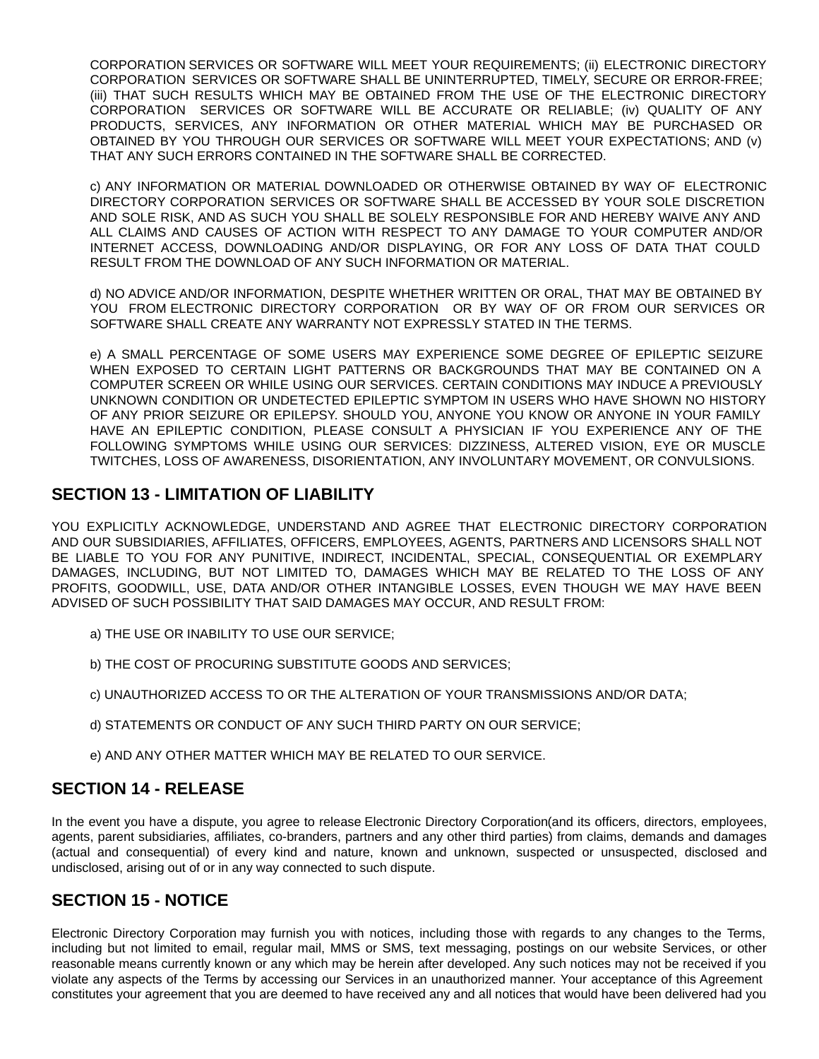CORPORATION SERVICES OR SOFTWARE WILL MEET YOUR REQUIREMENTS; (ii) ELECTRONIC DIRECTORY CORPORATION SERVICES OR SOFTWARE SHALL BE UNINTERRUPTED, TIMELY, SECURE OR ERROR-FREE; (iii) THAT SUCH RESULTS WHICH MAY BE OBTAINED FROM THE USE OF THE ELECTRONIC DIRECTORY CORPORATION SERVICES OR SOFTWARE WILL BE ACCURATE OR RELIABLE; (iv) QUALITY OF ANY PRODUCTS, SERVICES, ANY INFORMATION OR OTHER MATERIAL WHICH MAY BE PURCHASED OR OBTAINED BY YOU THROUGH OUR SERVICES OR SOFTWARE WILL MEET YOUR EXPECTATIONS; AND (v) THAT ANY SUCH ERRORS CONTAINED IN THE SOFTWARE SHALL BE CORRECTED.

c) ANY INFORMATION OR MATERIAL DOWNLOADED OR OTHERWISE OBTAINED BY WAY OF ELECTRONIC DIRECTORY CORPORATION SERVICES OR SOFTWARE SHALL BE ACCESSED BY YOUR SOLE DISCRETION AND SOLE RISK, AND AS SUCH YOU SHALL BE SOLELY RESPONSIBLE FOR AND HEREBY WAIVE ANY AND ALL CLAIMS AND CAUSES OF ACTION WITH RESPECT TO ANY DAMAGE TO YOUR COMPUTER AND/OR INTERNET ACCESS, DOWNLOADING AND/OR DISPLAYING, OR FOR ANY LOSS OF DATA THAT COULD RESULT FROM THE DOWNLOAD OF ANY SUCH INFORMATION OR MATERIAL.

d) NO ADVICE AND/OR INFORMATION, DESPITE WHETHER WRITTEN OR ORAL, THAT MAY BE OBTAINED BY YOU FROM ELECTRONIC DIRECTORY CORPORATION OR BY WAY OF OR FROM OUR SERVICES OR SOFTWARE SHALL CREATE ANY WARRANTY NOT EXPRESSLY STATED IN THE TERMS.

e) A SMALL PERCENTAGE OF SOME USERS MAY EXPERIENCE SOME DEGREE OF EPILEPTIC SEIZURE WHEN EXPOSED TO CERTAIN LIGHT PATTERNS OR BACKGROUNDS THAT MAY BE CONTAINED ON A COMPUTER SCREEN OR WHILE USING OUR SERVICES. CERTAIN CONDITIONS MAY INDUCE A PREVIOUSLY UNKNOWN CONDITION OR UNDETECTED EPILEPTIC SYMPTOM IN USERS WHO HAVE SHOWN NO HISTORY OF ANY PRIOR SEIZURE OR EPILEPSY. SHOULD YOU, ANYONE YOU KNOW OR ANYONE IN YOUR FAMILY HAVE AN EPILEPTIC CONDITION, PLEASE CONSULT A PHYSICIAN IF YOU EXPERIENCE ANY OF THE FOLLOWING SYMPTOMS WHILE USING OUR SERVICES: DIZZINESS, ALTERED VISION, EYE OR MUSCLE TWITCHES, LOSS OF AWARENESS, DISORIENTATION, ANY INVOLUNTARY MOVEMENT, OR CONVULSIONS.

## SECTION 13 - LIMITATION OF LIABILITY

YOU EXPLICITLY ACKNOWLEDGE, UNDERSTAND AND AGREE THAT ELECTRONIC DIRECTORY CORPORATION AND OUR SUBSIDIARIES, AFFILIATES, OFFICERS, EMPLOYEES, AGENTS, PARTNERS AND LICENSORS SHALL NOT BE LIABLE TO YOU FOR ANY PUNITIVE, INDIRECT, INCIDENTAL, SPECIAL, CONSEQUENTIAL OR EXEMPLARY DAMAGES, INCLUDING, BUT NOT LIMITED TO, DAMAGES WHICH MAY BE RELATED TO THE LOSS OF ANY PROFITS, GOODWILL, USE, DATA AND/OR OTHER INTANGIBLE LOSSES, EVEN THOUGH WE MAY HAVE BEEN ADVISED OF SUCH POSSIBILITY THAT SAID DAMAGES MAY OCCUR, AND RESULT FROM:

a) THE USE OR INABILITY TO USE OUR SERVICE;

b) THE COST OF PROCURING SUBSTITUTE GOODS AND SERVICES;

c) UNAUTHORIZED ACCESS TO OR THE ALTERATION OF YOUR TRANSMISSIONS AND/OR DATA;

d) STATEMENTS OR CONDUCT OF ANY SUCH THIRD PARTY ON OUR SERVICE;

e) AND ANY OTHER MATTER WHICH MAY BE RELATED TO OUR SERVICE.

## SECTION 14 - RELEASE

In the event you have a dispute, you agree to release Electronic Directory Corporation(and its officers, directors, employees, agents, parent subsidiaries, affiliates, co-branders, partners and any other third parties) from claims, demands and damages (actual and consequential) of every kind and nature, known and unknown, suspected or unsuspected, disclosed and undisclosed, arising out of or in any way connected to such dispute.

## SECTION 15 - NOTICE

Electronic Directory Corporation may furnish you with notices, including those with regards to any changes to the Terms, including but not limited to email, regular mail, MMS or SMS, text messaging, postings on our website Services, or other reasonable means currently known or any which may be herein after developed. Any such notices may not be received if you violate any aspects of the Terms by accessing our Services in an unauthorized manner. Your acceptance of this Agreement constitutes your agreement that you are deemed to have received any and all notices that would have been delivered had you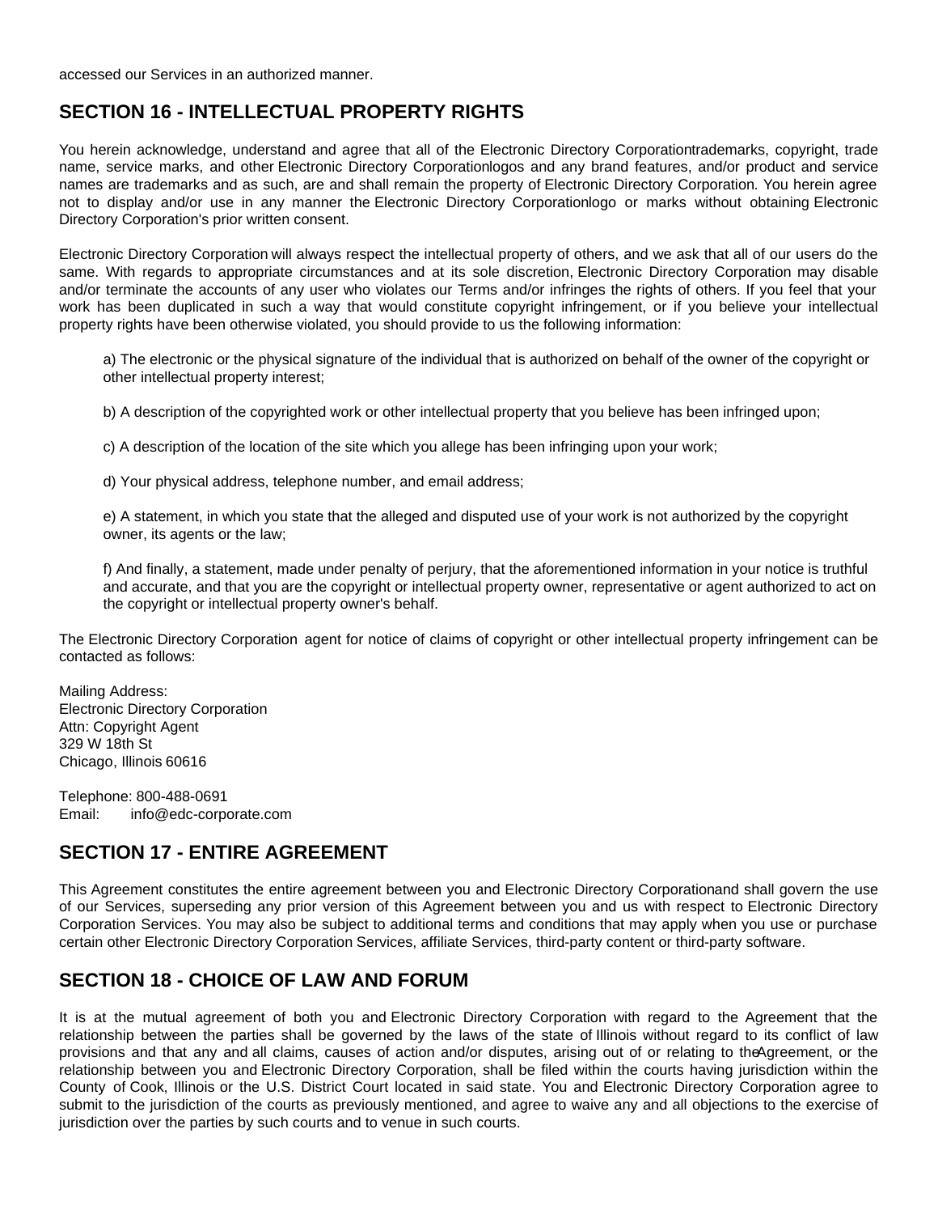accessed our Services in an authorized manner.

## SECTION 16 - INTELLECTUAL PROPERTY RIGHTS

You herein acknowledge, understand and agree that all of the Electronic Directory Corporationtrademarks, copyright, trade name, service marks, and other Electronic Directory Corporationlogos and any brand features, and/or product and service names are trademarks and as such, are and shall remain the property of Electronic Directory Corporation. You herein agree not to display and/or use in any manner the Electronic Directory Corporationlogo or marks without obtaining Electronic Directory Corporation's prior written consent.

Electronic Directory Corporation will always respect the intellectual property of others, and we ask that all of our users do the same. With regards to appropriate circumstances and at its sole discretion, Electronic Directory Corporation may disable and/or terminate the accounts of any user who violates our Terms and/or infringes the rights of others. If you feel that your work has been duplicated in such a way that would constitute copyright infringement, or if you believe your intellectual property rights have been otherwise violated, you should provide to us the following information:

a) The electronic or the physical signature of the individual that is authorized on behalf of the owner of the copyright or other intellectual property interest;

b) A description of the copyrighted work or other intellectual property that you believe has been infringed upon;

c) A description of the location of the site which you allege has been infringing upon your work;

d) Your physical address, telephone number, and email address;

e) A statement, in which you state that the alleged and disputed use of your work is not authorized by the copyright owner, its agents or the law;

f) And finally, a statement, made under penalty of perjury, that the aforementioned information in your notice is truthful and accurate, and that you are the copyright or intellectual property owner, representative or agent authorized to act on the copyright or intellectual property owner's behalf.

The Electronic Directory Corporation agent for notice of claims of copyright or other intellectual property infringement can be contacted as follows:

Mailing Address:
Electronic Directory Corporation
Attn: Copyright Agent
329 W 18th St
Chicago, Illinois 60616

Telephone: 800-488-0691
Email: info@edc-corporate.com

## SECTION 17 - ENTIRE AGREEMENT

This Agreement constitutes the entire agreement between you and Electronic Directory Corporationand shall govern the use of our Services, superseding any prior version of this Agreement between you and us with respect to Electronic Directory Corporation Services. You may also be subject to additional terms and conditions that may apply when you use or purchase certain other Electronic Directory Corporation Services, affiliate Services, third-party content or third-party software.

## SECTION 18 - CHOICE OF LAW AND FORUM

It is at the mutual agreement of both you and Electronic Directory Corporation with regard to the Agreement that the relationship between the parties shall be governed by the laws of the state of Illinois without regard to its conflict of law provisions and that any and all claims, causes of action and/or disputes, arising out of or relating to theAgreement, or the relationship between you and Electronic Directory Corporation, shall be filed within the courts having jurisdiction within the County of Cook, Illinois or the U.S. District Court located in said state. You and Electronic Directory Corporation agree to submit to the jurisdiction of the courts as previously mentioned, and agree to waive any and all objections to the exercise of jurisdiction over the parties by such courts and to venue in such courts.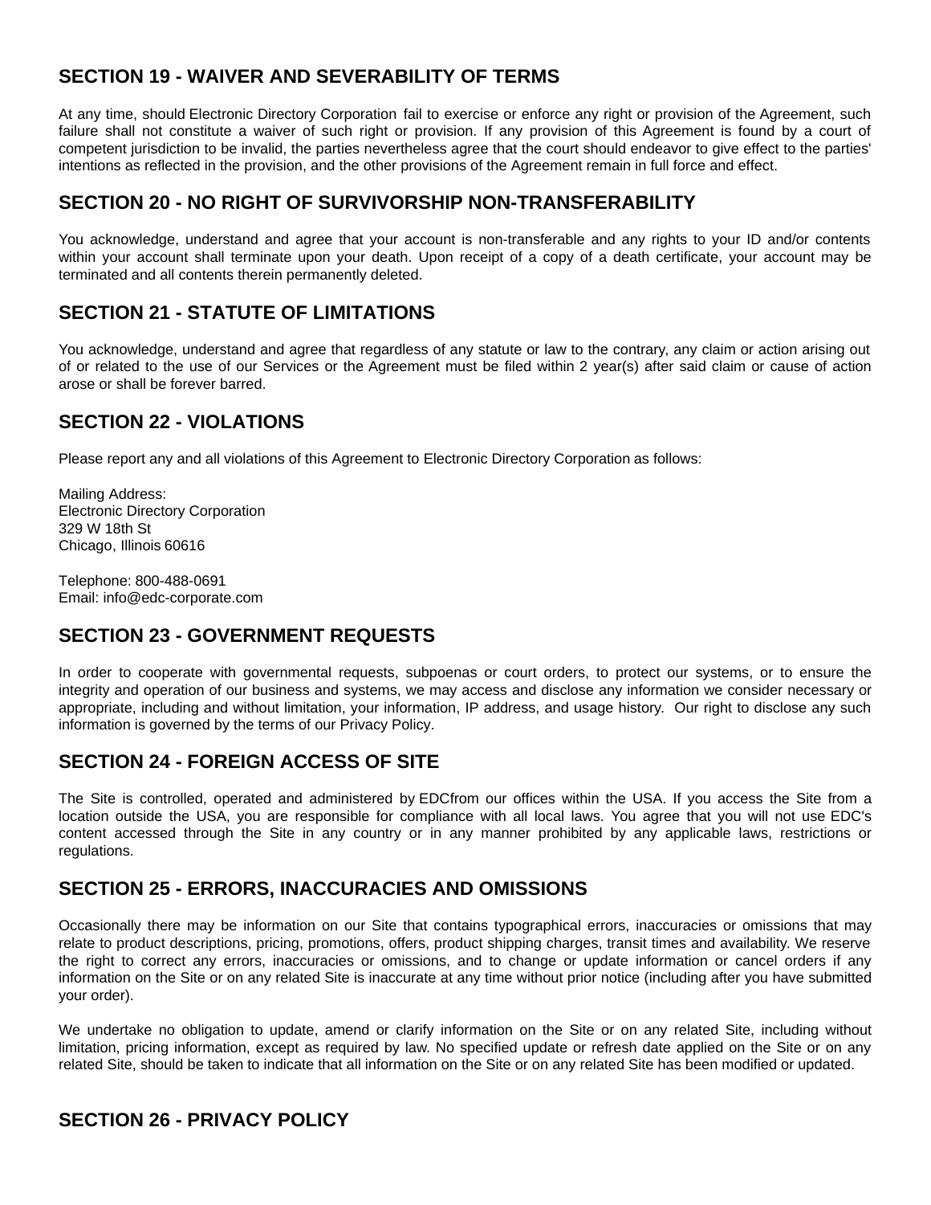## SECTION 19 - WAIVER AND SEVERABILITY OF TERMS

At any time, should Electronic Directory Corporation fail to exercise or enforce any right or provision of the Agreement, such failure shall not constitute a waiver of such right or provision. If any provision of this Agreement is found by a court of competent jurisdiction to be invalid, the parties nevertheless agree that the court should endeavor to give effect to the parties' intentions as reflected in the provision, and the other provisions of the Agreement remain in full force and effect.

## SECTION 20 - NO RIGHT OF SURVIVORSHIP NON-TRANSFERABILITY

You acknowledge, understand and agree that your account is non-transferable and any rights to your ID and/or contents within your account shall terminate upon your death. Upon receipt of a copy of a death certificate, your account may be terminated and all contents therein permanently deleted.

## SECTION 21 - STATUTE OF LIMITATIONS

You acknowledge, understand and agree that regardless of any statute or law to the contrary, any claim or action arising out of or related to the use of our Services or the Agreement must be filed within 2 year(s) after said claim or cause of action arose or shall be forever barred.

## SECTION 22 - VIOLATIONS

Please report any and all violations of this Agreement to Electronic Directory Corporation as follows:

Mailing Address:
Electronic Directory Corporation
329 W 18th St
Chicago, Illinois 60616

Telephone: 800-488-0691
Email: info@edc-corporate.com

## SECTION 23 - GOVERNMENT REQUESTS

In order to cooperate with governmental requests, subpoenas or court orders, to protect our systems, or to ensure the integrity and operation of our business and systems, we may access and disclose any information we consider necessary or appropriate, including and without limitation, your information, IP address, and usage history. Our right to disclose any such information is governed by the terms of our Privacy Policy.

## SECTION 24 - FOREIGN ACCESS OF SITE

The Site is controlled, operated and administered by EDCfrom our offices within the USA. If you access the Site from a location outside the USA, you are responsible for compliance with all local laws. You agree that you will not use EDC's content accessed through the Site in any country or in any manner prohibited by any applicable laws, restrictions or regulations.

## SECTION 25 - ERRORS, INACCURACIES AND OMISSIONS

Occasionally there may be information on our Site that contains typographical errors, inaccuracies or omissions that may relate to product descriptions, pricing, promotions, offers, product shipping charges, transit times and availability. We reserve the right to correct any errors, inaccuracies or omissions, and to change or update information or cancel orders if any information on the Site or on any related Site is inaccurate at any time without prior notice (including after you have submitted your order).

We undertake no obligation to update, amend or clarify information on the Site or on any related Site, including without limitation, pricing information, except as required by law. No specified update or refresh date applied on the Site or on any related Site, should be taken to indicate that all information on the Site or on any related Site has been modified or updated.

## SECTION 26 - PRIVACY POLICY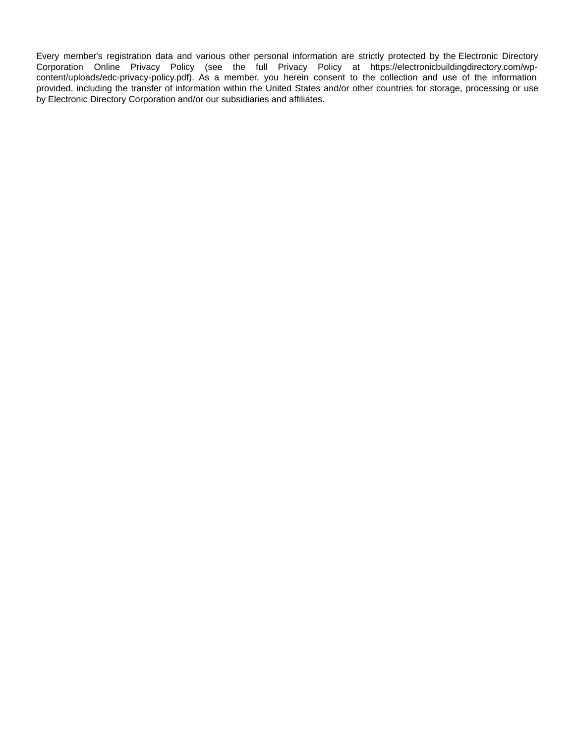Every member's registration data and various other personal information are strictly protected by the Electronic Directory Corporation Online Privacy Policy (see the full Privacy Policy at https://electronicbuildingdirectory.com/wp-content/uploads/edc-privacy-policy.pdf). As a member, you herein consent to the collection and use of the information provided, including the transfer of information within the United States and/or other countries for storage, processing or use by Electronic Directory Corporation and/or our subsidiaries and affiliates.